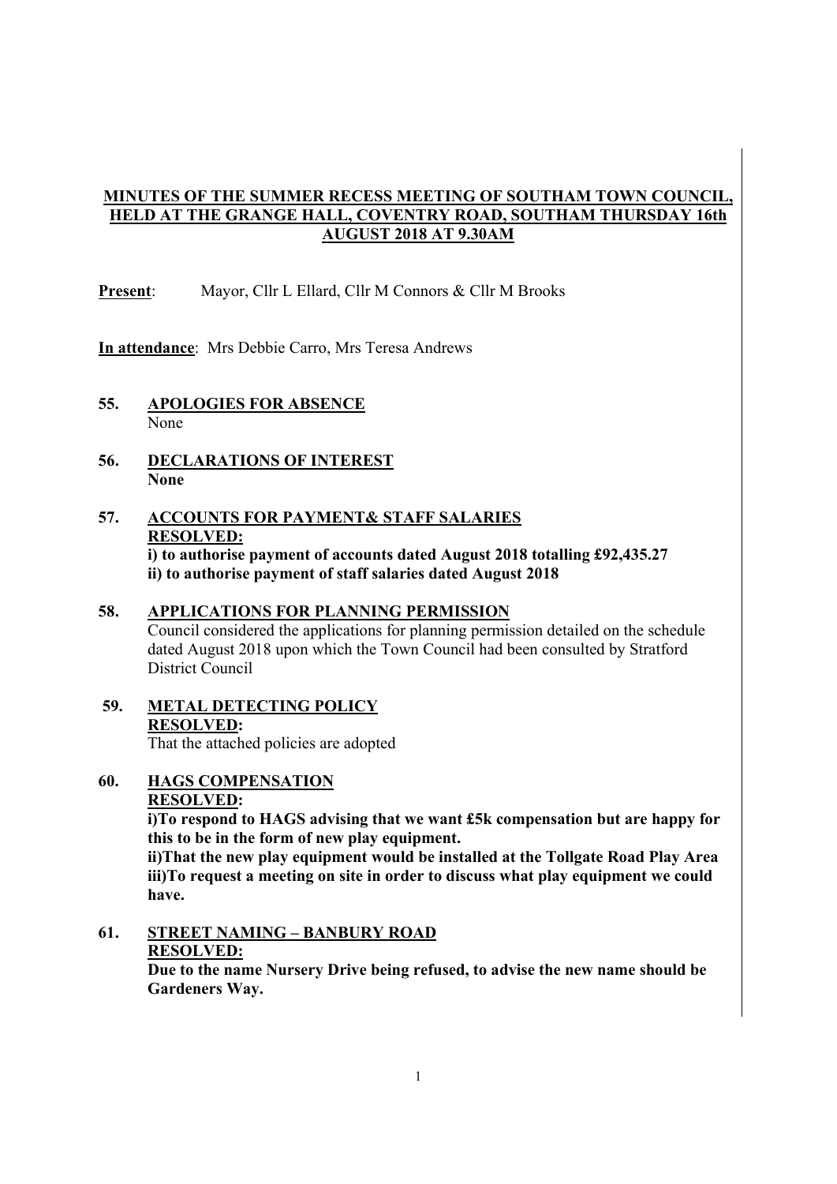# MINUTES OF THE SUMMER RECESS MEETING OF SOUTHAM TOWN COUNCIL, HELD AT THE GRANGE HALL, COVENTRY ROAD, SOUTHAM THURSDAY 16th AUGUST 2018 AT 9.30AM

**Present**: Mayor, Cllr L Ellard, Cllr M Connors & Cllr M Brooks

**In attendance**: Mrs Debbie Carro, Mrs Teresa Andrews

## 55. APOLOGIES FOR ABSENCE

None

## 56. DECLARATIONS OF INTEREST

**None**

## 57. ACCOUNTS FOR PAYMENT& STAFF SALARIES

**RESOLVED:**

**i) to authorise payment of accounts dated August 2018 totalling £92,435.27**
**ii) to authorise payment of staff salaries dated August 2018**

## 58. APPLICATIONS FOR PLANNING PERMISSION

Council considered the applications for planning permission detailed on the schedule dated August 2018 upon which the Town Council had been consulted by Stratford District Council

## 59. METAL DETECTING POLICY

**RESOLVED:**

That the attached policies are adopted

## 60. HAGS COMPENSATION

**RESOLVED:**

**i)To respond to HAGS advising that we want £5k compensation but are happy for this to be in the form of new play equipment.**
**ii)That the new play equipment would be installed at the Tollgate Road Play Area**
**iii)To request a meeting on site in order to discuss what play equipment we could have.**

## 61. STREET NAMING – BANBURY ROAD

**RESOLVED:**

**Due to the name Nursery Drive being refused, to advise the new name should be Gardeners Way.**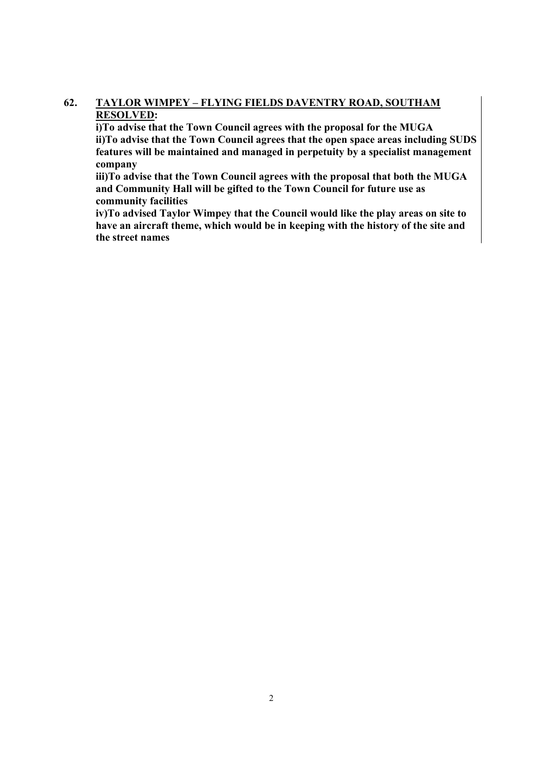**62. <u>TAYLOR WIMPEY – FLYING FIELDS DAVENTRY ROAD, SOUTHAM</u>**

**<u>RESOLVED</u>:**

**i)To advise that the Town Council agrees with the proposal for the MUGA**

**ii)To advise that the Town Council agrees that the open space areas including SUDS features will be maintained and managed in perpetuity by a specialist management company**

**iii)To advise that the Town Council agrees with the proposal that both the MUGA and Community Hall will be gifted to the Town Council for future use as community facilities**

**iv)To advised Taylor Wimpey that the Council would like the play areas on site to have an aircraft theme, which would be in keeping with the history of the site and the street names**